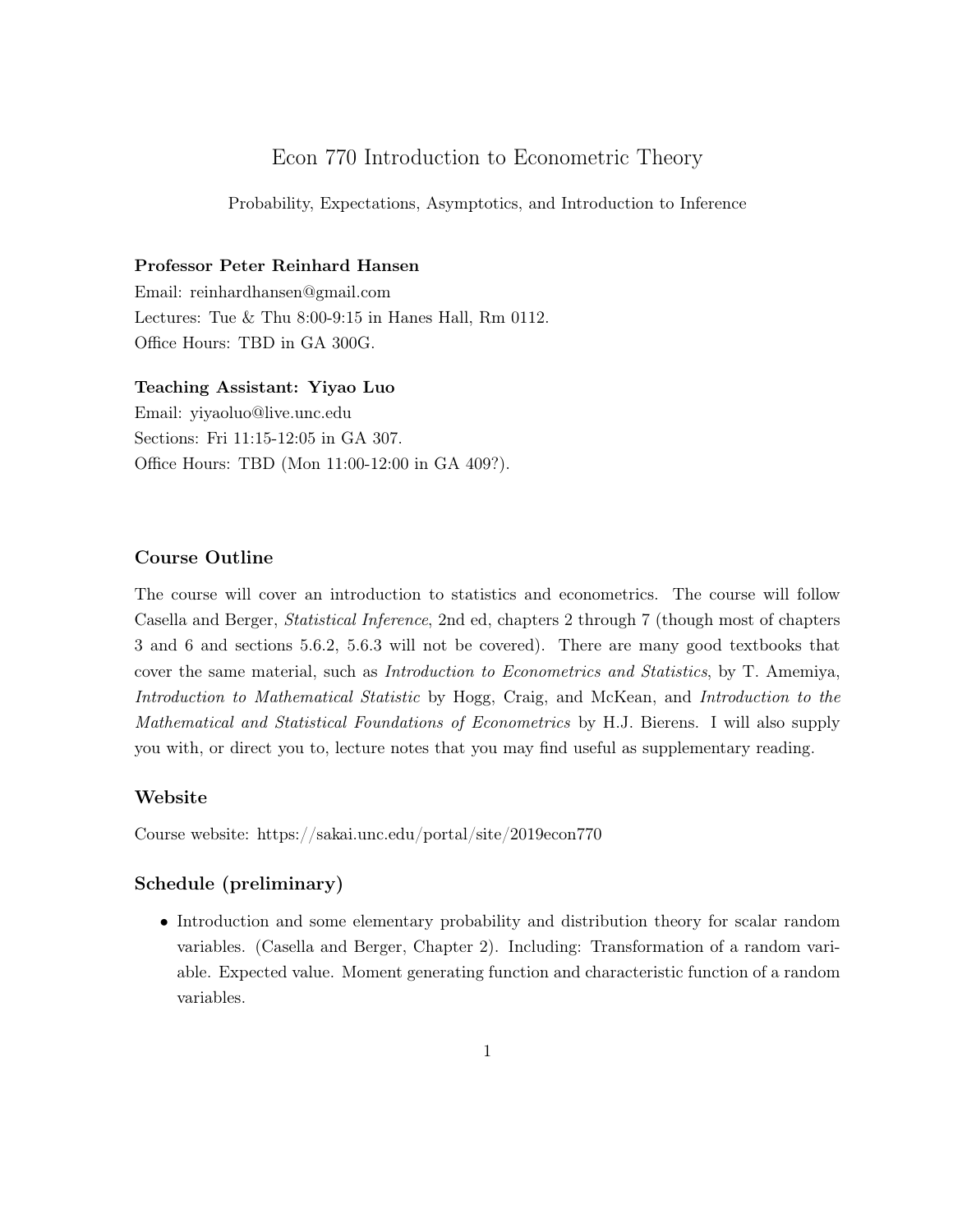# Econ 770 Introduction to Econometric Theory

Probability, Expectations, Asymptotics, and Introduction to Inference

**Professor Peter Reinhard Hansen**
Email: reinhardhansen@gmail.com
Lectures: Tue & Thu 8:00-9:15 in Hanes Hall, Rm 0112.
Office Hours: TBD in GA 300G.

**Teaching Assistant: Yiyao Luo**
Email: yiyaoluo@live.unc.edu
Sections: Fri 11:15-12:05 in GA 307.
Office Hours: TBD (Mon 11:00-12:00 in GA 409?).

## Course Outline

The course will cover an introduction to statistics and econometrics. The course will follow Casella and Berger, *Statistical Inference*, 2nd ed, chapters 2 through 7 (though most of chapters 3 and 6 and sections 5.6.2, 5.6.3 will not be covered). There are many good textbooks that cover the same material, such as *Introduction to Econometrics and Statistics*, by T. Amemiya, *Introduction to Mathematical Statistic* by Hogg, Craig, and McKean, and *Introduction to the Mathematical and Statistical Foundations of Econometrics* by H.J. Bierens. I will also supply you with, or direct you to, lecture notes that you may find useful as supplementary reading.

## Website

Course website: https://sakai.unc.edu/portal/site/2019econ770

## Schedule (preliminary)

- Introduction and some elementary probability and distribution theory for scalar random variables. (Casella and Berger, Chapter 2). Including: Transformation of a random variable. Expected value. Moment generating function and characteristic function of a random variables.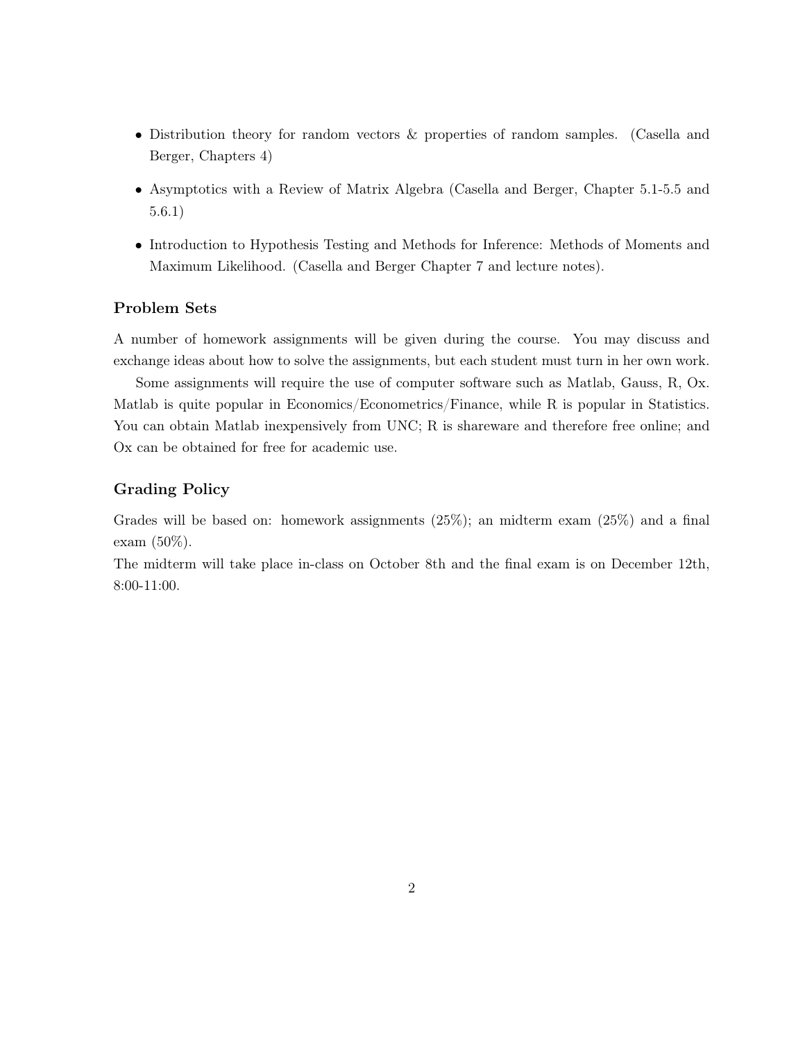- Distribution theory for random vectors & properties of random samples. (Casella and Berger, Chapters 4)
- Asymptotics with a Review of Matrix Algebra (Casella and Berger, Chapter 5.1-5.5 and 5.6.1)
- Introduction to Hypothesis Testing and Methods for Inference: Methods of Moments and Maximum Likelihood. (Casella and Berger Chapter 7 and lecture notes).

### Problem Sets

A number of homework assignments will be given during the course. You may discuss and exchange ideas about how to solve the assignments, but each student must turn in her own work.

Some assignments will require the use of computer software such as Matlab, Gauss, R, Ox. Matlab is quite popular in Economics/Econometrics/Finance, while R is popular in Statistics. You can obtain Matlab inexpensively from UNC; R is shareware and therefore free online; and Ox can be obtained for free for academic use.

### Grading Policy

Grades will be based on: homework assignments (25%); an midterm exam (25%) and a final exam (50%).
The midterm will take place in-class on October 8th and the final exam is on December 12th, 8:00-11:00.